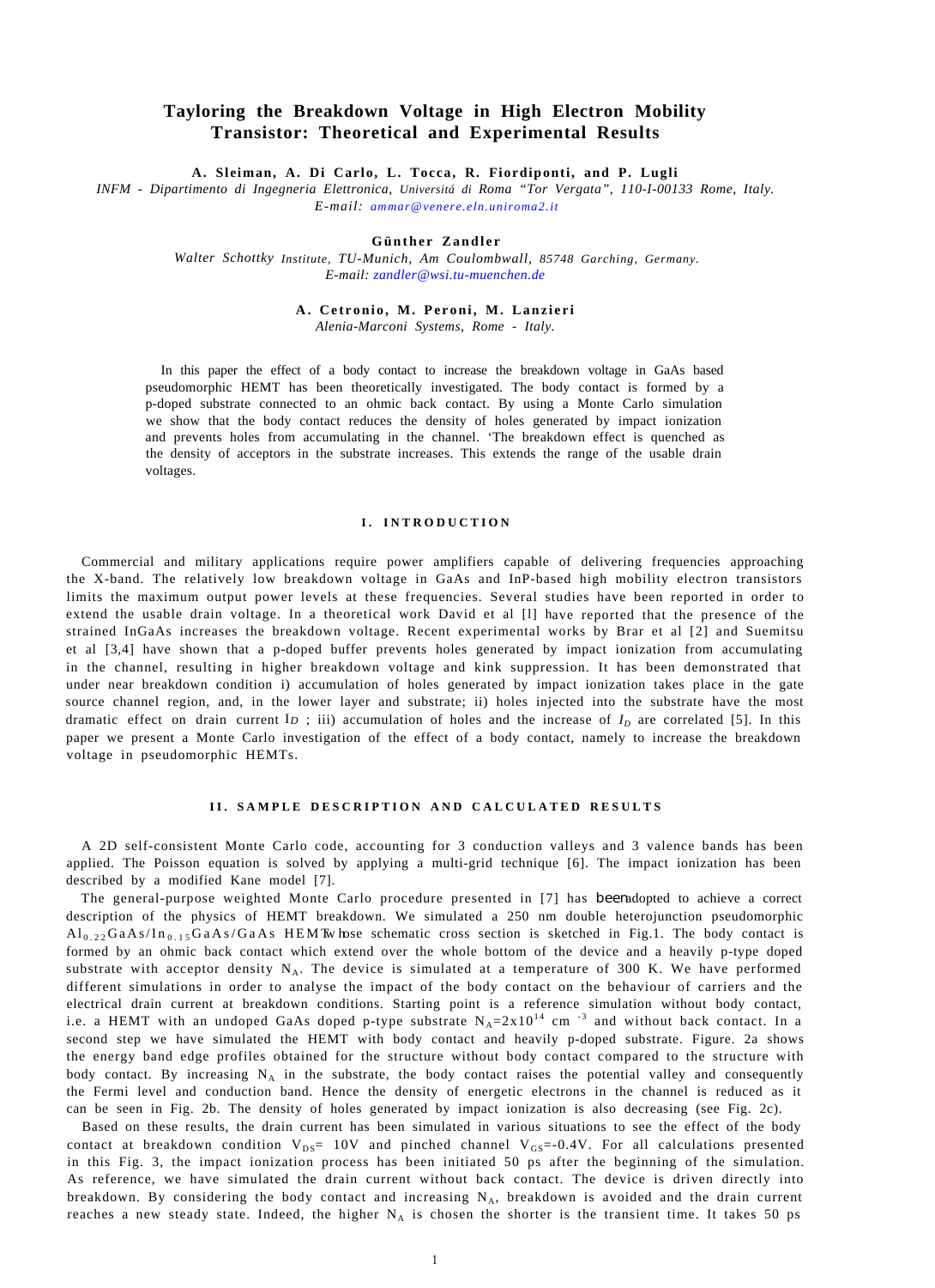# Tayloring the Breakdown Voltage in High Electron Mobility Transistor: Theoretical and Experimental Results

**A. Sleiman, A. Di Carlo, L. Tocca, R. Fiordiponti, and P. Lugli**

*INFM - Dipartimento di Ingegneria Elettronica, Universitá di Roma "Tor Vergata", 110-I-00133 Rome, Italy.*
*E-mail: ammar@venere.eln.uniroma2.it*

**Günther Zandler**

*Walter Schottky Institute, TU-Munich, Am Coulombwall, 85748 Garching, Germany.*
*E-mail: zandler@wsi.tu-muenchen.de*

**A. Cetronio, M. Peroni, M. Lanzieri**

*Alenia-Marconi Systems, Rome - Italy.*

In this paper the effect of a body contact to increase the breakdown voltage in GaAs based pseudomorphic HEMT has been theoretically investigated. The body contact is formed by a p-doped substrate connected to an ohmic back contact. By using a Monte Carlo simulation we show that the body contact reduces the density of holes generated by impact ionization and prevents holes from accumulating in the channel. 'The breakdown effect is quenched as the density of acceptors in the substrate increases. This extends the range of the usable drain voltages.

## I. INTRODUCTION

Commercial and military applications require power amplifiers capable of delivering frequencies approaching the X-band. The relatively low breakdown voltage in GaAs and InP-based high mobility electron transistors limits the maximum output power levels at these frequencies. Several studies have been reported in order to extend the usable drain voltage. In a theoretical work David et al [l] have reported that the presence of the strained InGaAs increases the breakdown voltage. Recent experimental works by Brar et al [2] and Suemitsu et al [3,4] have shown that a p-doped buffer prevents holes generated by impact ionization from accumulating in the channel, resulting in higher breakdown voltage and kink suppression. It has been demonstrated that under near breakdown condition i) accumulation of holes generated by impact ionization takes place in the gate source channel region, and, in the lower layer and substrate; ii) holes injected into the substrate have the most dramatic effect on drain current $I_D$ ; iii) accumulation of holes and the increase of $I_D$ are correlated [5]. In this paper we present a Monte Carlo investigation of the effect of a body contact, namely to increase the breakdown voltage in pseudomorphic HEMTs.

## II. SAMPLE DESCRIPTION AND CALCULATED RESULTS

A 2D self-consistent Monte Carlo code, accounting for 3 conduction valleys and 3 valence bands has been applied. The Poisson equation is solved by applying a multi-grid technique [6]. The impact ionization has been described by a modified Kane model [7].

The general-purpose weighted Monte Carlo procedure presented in [7] has been adopted to achieve a correct description of the physics of HEMT breakdown. We simulated a 250 nm double heterojunction pseudomorphic $Al_{0.22}GaAs/In_{0.15}GaAs/GaAs$ HEMT whose schematic cross section is sketched in Fig.1. The body contact is formed by an ohmic back contact which extend over the whole bottom of the device and a heavily p-type doped substrate with acceptor density $N_A$. The device is simulated at a temperature of 300 K. We have performed different simulations in order to analyse the impact of the body contact on the behaviour of carriers and the electrical drain current at breakdown conditions. Starting point is a reference simulation without body contact, i.e. a HEMT with an undoped GaAs doped p-type substrate $N_A=2x10^{14}$ cm $^{-3}$ and without back contact. In a second step we have simulated the HEMT with body contact and heavily p-doped substrate. Figure. 2a shows the energy band edge profiles obtained for the structure without body contact compared to the structure with body contact. By increasing $N_A$ in the substrate, the body contact raises the potential valley and consequently the Fermi level and conduction band. Hence the density of energetic electrons in the channel is reduced as it can be seen in Fig. 2b. The density of holes generated by impact ionization is also decreasing (see Fig. 2c).

Based on these results, the drain current has been simulated in various situations to see the effect of the body contact at breakdown condition $V_{DS}$= 10V and pinched channel $V_{GS}$=-0.4V. For all calculations presented in this Fig. 3, the impact ionization process has been initiated 50 ps after the beginning of the simulation. As reference, we have simulated the drain current without back contact. The device is driven directly into breakdown. By considering the body contact and increasing $N_A$, breakdown is avoided and the drain current reaches a new steady state. Indeed, the higher $N_A$ is chosen the shorter is the transient time. It takes 50 ps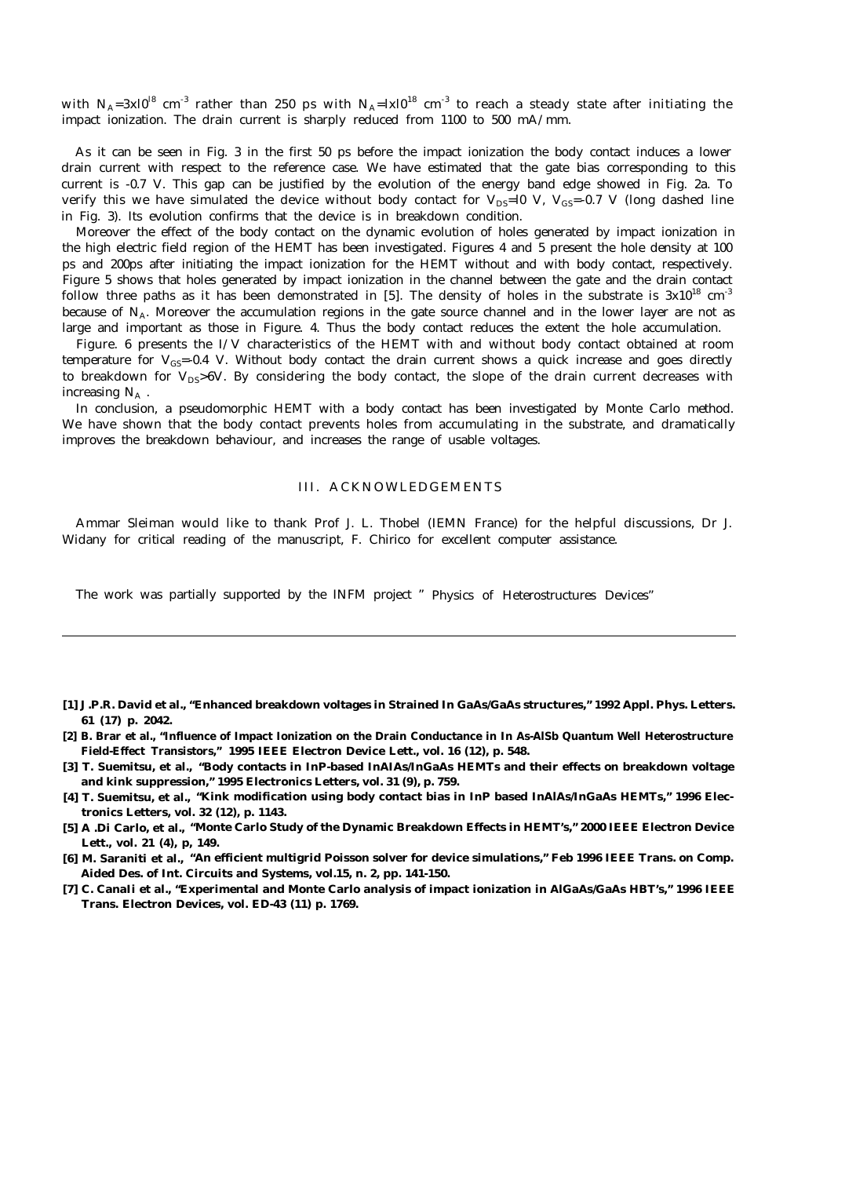with $N_A=3x10^{18}$ $cm^{-3}$ rather than 250 ps with $N_A=1x10^{18}$ $cm^{-3}$ to reach a steady state after initiating the impact ionization. The drain current is sharply reduced from 1100 to 500 mA/mm.

As it can be seen in Fig. 3 in the first 50 ps before the impact ionization the body contact induces a lower drain current with respect to the reference case. We have estimated that the gate bias corresponding to this current is -0.7 V. This gap can be justified by the evolution of the energy band edge showed in Fig. 2a. To verify this we have simulated the device without body contact for $V_{DS}=10$ V, $V_{GS}=-0.7$ V (long dashed line in Fig. 3). Its evolution confirms that the device is in breakdown condition.

Moreover the effect of the body contact on the dynamic evolution of holes generated by impact ionization in the high electric field region of the HEMT has been investigated. Figures 4 and 5 present the hole density at 100 ps and 200ps after initiating the impact ionization for the HEMT without and with body contact, respectively. Figure 5 shows that holes generated by impact ionization in the channel between the gate and the drain contact follow three paths as it has been demonstrated in [5]. The density of holes in the substrate is $3x10^{18}$ $cm^{-3}$ because of $N_A$. Moreover the accumulation regions in the gate source channel and in the lower layer are not as large and important as those in Figure. 4. Thus the body contact reduces the extent the hole accumulation.

Figure. 6 presents the I/V characteristics of the HEMT with and without body contact obtained at room temperature for $V_{GS}=-0.4$ V. Without body contact the drain current shows a quick increase and goes directly to breakdown for $V_{DS}>6$V. By considering the body contact, the slope of the drain current decreases with increasing $N_A$ .

In conclusion, a pseudomorphic HEMT with a body contact has been investigated by Monte Carlo method. We have shown that the body contact prevents holes from accumulating in the substrate, and dramatically improves the breakdown behaviour, and increases the range of usable voltages.

## III. ACKNOWLEDGEMENTS

Ammar Sleiman would like to thank Prof J. L. Thobel (IEMN France) for the helpful discussions, Dr J. Widany for critical reading of the manuscript, F. Chirico for excellent computer assistance.

The work was partially supported by the INFM project " Physics of Heterostructures Devices"

---

**[1] J.P.R. David et al., "Enhanced breakdown voltages in Strained In GaAs/GaAs structures," 1992 Appl. Phys. Letters. 61 (17) p. 2042.**

**[2] B. Brar et al., "Influence of Impact Ionization on the Drain Conductance in In As-AlSb Quantum Well Heterostructure Field-Effect Transistors," 1995 IEEE Electron Device Lett., vol. 16 (12), p. 548.**

**[3] T. Suemitsu, et al., "Body contacts in InP-based InAlAs/InGaAs HEMTs and their effects on breakdown voltage and kink suppression," 1995 Electronics Letters, vol. 31 (9), p. 759.**

**[4] T. Suemitsu, et al., "Kink modification using body contact bias in InP based InAlAs/InGaAs HEMTs," 1996 Electronics Letters, vol. 32 (12), p. 1143.**

**[5] A .Di Carlo, et al., "Monte Carlo Study of the Dynamic Breakdown Effects in HEMT's," 2000 IEEE Electron Device Lett., vol. 21 (4), p, 149.**

**[6] M. Saraniti et al., "An efficient multigrid Poisson solver for device simulations," Feb 1996 IEEE Trans. on Comp. Aided Des. of Int. Circuits and Systems, vol.15, n. 2, pp. 141-150.**

**[7] C. Canali et al., "Experimental and Monte Carlo analysis of impact ionization in AlGaAs/GaAs HBT's," 1996 IEEE Trans. Electron Devices, vol. ED-43 (11) p. 1769.**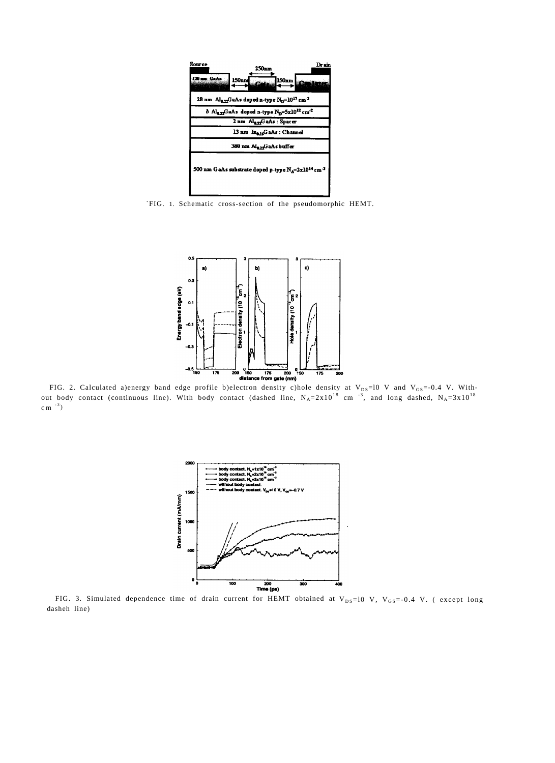`FIG. 1. Schematic cross-section of the pseudomorphic HEMT.

FIG. 2. Calculated a)energy band edge profile b)electron density c)hole density at $V_{DS}$=l0 V and $V_{GS}$=-0.4 V. Without body contact (continuous line). With body contact (dashed line, $N_A=2x10^{18}$ cm $^{-3}$, and long dashed, $N_A=3x10^{18}$ cm $^{-3}$)

FIG. 3. Simulated dependence time of drain current for HEMT obtained at $V_{DS}$=l0 V, $V_{GS}$=-0.4 V. ( except long dasheh line)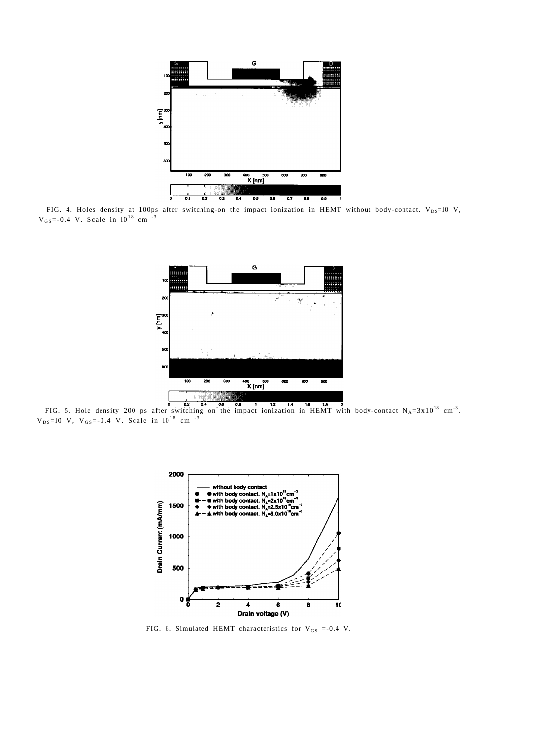G

S

D

100

200

300

400

500

600

y [nm]

100 200 300 400 500 600 700 800

X [nm]

0 0.1 0.2 0.3 0.4 0.5 0.6 0.7 0.8 0.9 1

FIG. 4. Holes density at 100ps after switching-on the impact ionization in HEMT without body-contact. $V_{DS}$=l0 V, $V_{GS}$=-0.4 V. Scale in $10^{18}$ cm $^{-3}$

G

S

100

200

300

400

500

600

y [nm]

100 200 300 400 500 600 700 800

X [nm]

0 0.2 0.4 0.6 0.8 1 1.2 1.4 1.6 1.8 2

FIG. 5. Hole density 200 ps after switching on the impact ionization in HEMT with body-contact $N_A=3x10^{18}$ $cm^{-3}$. $V_{DS}$=l0 V, $V_{GS}$=-0.4 V. Scale in $10^{18}$ cm $^{-3}$

without body contact

with body contact. $N_A=1x10^{18}cm^{-3}$

with body contact. $N_A=2x10^{18}cm^{-3}$

with body contact. $N_A=2.5x10^{18}cm^{-3}$

with body contact. $N_A=3.0x10^{18}cm^{-3}$

Drain Current (mA/mm)

2000

1500

1000

500

0

0 2 4 6 8 10

Drain voltage (V)

FIG. 6. Simulated HEMT characteristics for $V_{GS}$ =-0.4 V.